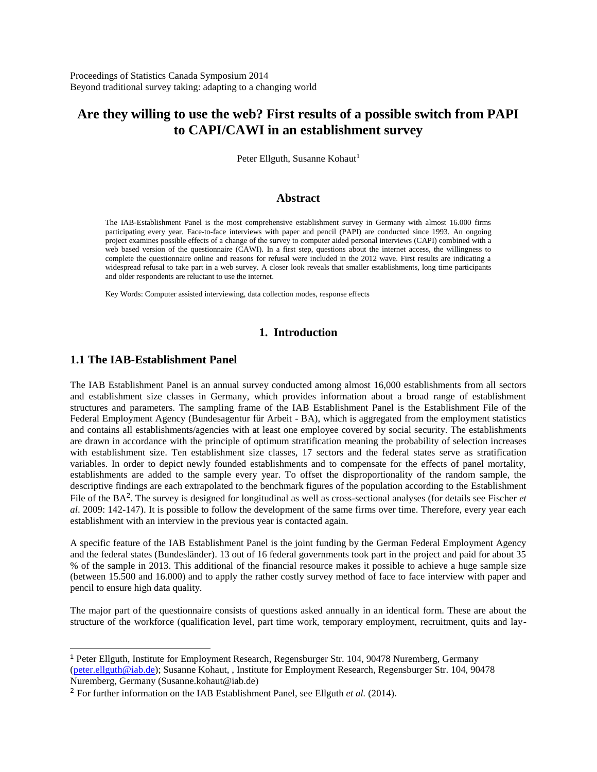Proceedings of Statistics Canada Symposium 2014
Beyond traditional survey taking: adapting to a changing world

# Are they willing to use the web? First results of a possible switch from PAPI to CAPI/CAWI in an establishment survey

Peter Ellguth, Susanne Kohaut[1]

## Abstract

The IAB-Establishment Panel is the most comprehensive establishment survey in Germany with almost 16.000 firms participating every year. Face-to-face interviews with paper and pencil (PAPI) are conducted since 1993. An ongoing project examines possible effects of a change of the survey to computer aided personal interviews (CAPI) combined with a web based version of the questionnaire (CAWI). In a first step, questions about the internet access, the willingness to complete the questionnaire online and reasons for refusal were included in the 2012 wave. First results are indicating a widespread refusal to take part in a web survey. A closer look reveals that smaller establishments, long time participants and older respondents are reluctant to use the internet.

Key Words: Computer assisted interviewing, data collection modes, response effects

## 1. Introduction

### 1.1 The IAB-Establishment Panel

The IAB Establishment Panel is an annual survey conducted among almost 16,000 establishments from all sectors and establishment size classes in Germany, which provides information about a broad range of establishment structures and parameters. The sampling frame of the IAB Establishment Panel is the Establishment File of the Federal Employment Agency (Bundesagentur für Arbeit - BA), which is aggregated from the employment statistics and contains all establishments/agencies with at least one employee covered by social security. The establishments are drawn in accordance with the principle of optimum stratification meaning the probability of selection increases with establishment size. Ten establishment size classes, 17 sectors and the federal states serve as stratification variables. In order to depict newly founded establishments and to compensate for the effects of panel mortality, establishments are added to the sample every year. To offset the disproportionality of the random sample, the descriptive findings are each extrapolated to the benchmark figures of the population according to the Establishment File of the BA[2]. The survey is designed for longitudinal as well as cross-sectional analyses (for details see Fischer *et al*. 2009: 142-147). It is possible to follow the development of the same firms over time. Therefore, every year each establishment with an interview in the previous year is contacted again.

A specific feature of the IAB Establishment Panel is the joint funding by the German Federal Employment Agency and the federal states (Bundesländer). 13 out of 16 federal governments took part in the project and paid for about 35 % of the sample in 2013. This additional of the financial resource makes it possible to achieve a huge sample size (between 15.500 and 16.000) and to apply the rather costly survey method of face to face interview with paper and pencil to ensure high data quality.

The major part of the questionnaire consists of questions asked annually in an identical form. These are about the structure of the workforce (qualification level, part time work, temporary employment, recruitment, quits and lay-

---

[1] Peter Ellguth, Institute for Employment Research, Regensburger Str. 104, 90478 Nuremberg, Germany (peter.ellguth@iab.de); Susanne Kohaut, , Institute for Employment Research, Regensburger Str. 104, 90478 Nuremberg, Germany (Susanne.kohaut@iab.de)

[2] For further information on the IAB Establishment Panel, see Ellguth *et al.* (2014).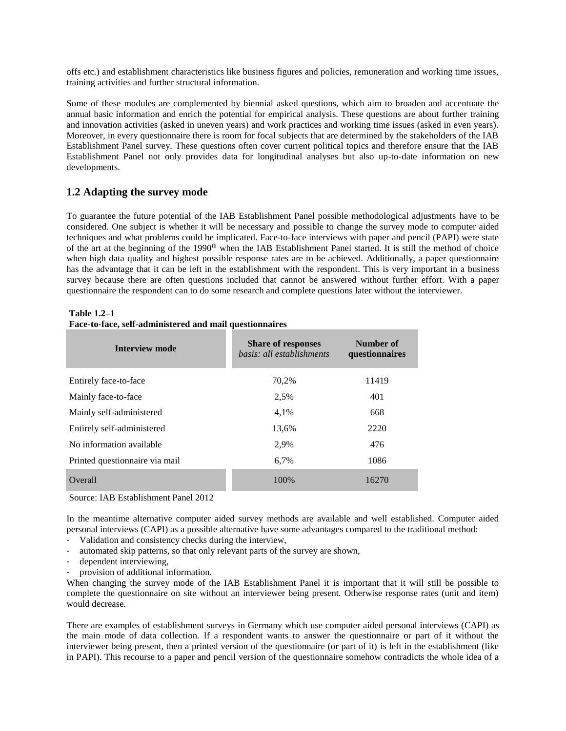offs etc.) and establishment characteristics like business figures and policies, remuneration and working time issues, training activities and further structural information.

Some of these modules are complemented by biennial asked questions, which aim to broaden and accentuate the annual basic information and enrich the potential for empirical analysis. These questions are about further training and innovation activities (asked in uneven years) and work practices and working time issues (asked in even years). Moreover, in every questionnaire there is room for focal subjects that are determined by the stakeholders of the IAB Establishment Panel survey. These questions often cover current political topics and therefore ensure that the IAB Establishment Panel not only provides data for longitudinal analyses but also up-to-date information on new developments.

## 1.2 Adapting the survey mode

To guarantee the future potential of the IAB Establishment Panel possible methodological adjustments have to be considered. One subject is whether it will be necessary and possible to change the survey mode to computer aided techniques and what problems could be implicated. Face-to-face interviews with paper and pencil (PAPI) were state of the art at the beginning of the 1990th when the IAB Establishment Panel started. It is still the method of choice when high data quality and highest possible response rates are to be achieved. Additionally, a paper questionnaire has the advantage that it can be left in the establishment with the respondent. This is very important in a business survey because there are often questions included that cannot be answered without further effort. With a paper questionnaire the respondent can to do some research and complete questions later without the interviewer.

**Table 1.2–1**
**Face-to-face, self-administered and mail questionnaires**

| Interview mode | **Share of responses** *basis: all establishments* | Number of questionnaires |
|---|---|---|
| Entirely face-to-face | 70,2% | 11419 |
| Mainly face-to-face | 2,5% | 401 |
| Mainly self-administered | 4,1% | 668 |
| Entirely self-administered | 13,6% | 2220 |
| No information available | 2,9% | 476 |
| Printed questionnaire via mail | 6,7% | 1086 |
| Overall | 100% | 16270 |

Source: IAB Establishment Panel 2012

In the meantime alternative computer aided survey methods are available and well established. Computer aided personal interviews (CAPI) as a possible alternative have some advantages compared to the traditional method:

- Validation and consistency checks during the interview,
- automated skip patterns, so that only relevant parts of the survey are shown,
- dependent interviewing,
- provision of additional information.

When changing the survey mode of the IAB Establishment Panel it is important that it will still be possible to complete the questionnaire on site without an interviewer being present. Otherwise response rates (unit and item) would decrease.

There are examples of establishment surveys in Germany which use computer aided personal interviews (CAPI) as the main mode of data collection. If a respondent wants to answer the questionnaire or part of it without the interviewer being present, then a printed version of the questionnaire (or part of it) is left in the establishment (like in PAPI). This recourse to a paper and pencil version of the questionnaire somehow contradicts the whole idea of a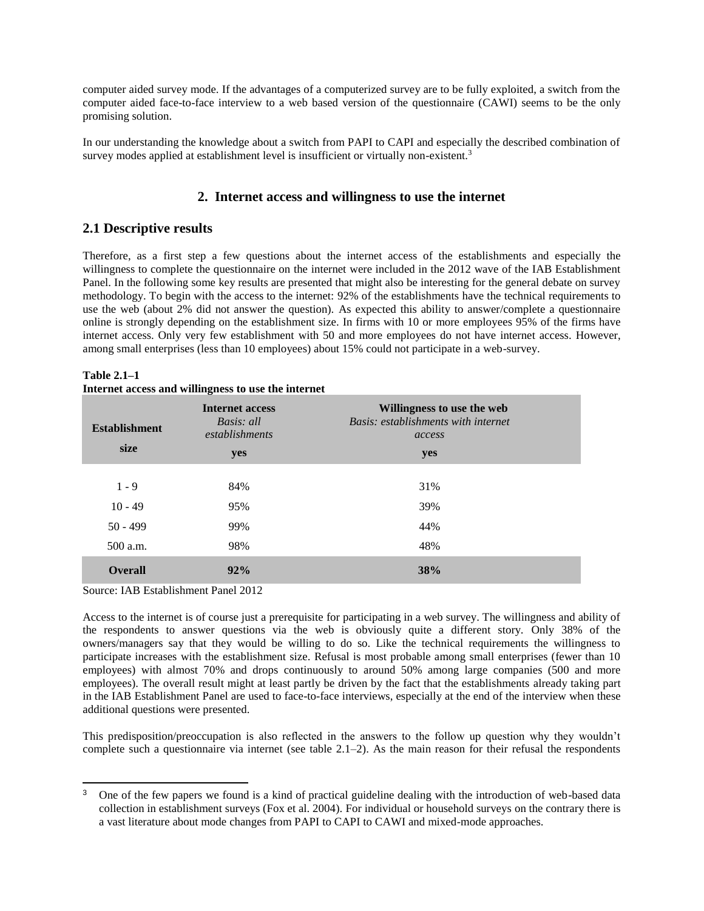computer aided survey mode. If the advantages of a computerized survey are to be fully exploited, a switch from the computer aided face-to-face interview to a web based version of the questionnaire (CAWI) seems to be the only promising solution.

In our understanding the knowledge about a switch from PAPI to CAPI and especially the described combination of survey modes applied at establishment level is insufficient or virtually non-existent.[3]

## 2. Internet access and willingness to use the internet

### 2.1 Descriptive results

Therefore, as a first step a few questions about the internet access of the establishments and especially the willingness to complete the questionnaire on the internet were included in the 2012 wave of the IAB Establishment Panel. In the following some key results are presented that might also be interesting for the general debate on survey methodology. To begin with the access to the internet: 92% of the establishments have the technical requirements to use the web (about 2% did not answer the question). As expected this ability to answer/complete a questionnaire online is strongly depending on the establishment size. In firms with 10 or more employees 95% of the firms have internet access. Only very few establishment with 50 and more employees do not have internet access. However, among small enterprises (less than 10 employees) about 15% could not participate in a web-survey.

**Table 2.1–1**
**Internet access and willingness to use the internet**

| Establishment size | **Internet access** *Basis: all establishments* | **Willingness to use the web** *Basis: establishments with internet access* |
|---|---|---|
| | **yes** | **yes** |
| 1 - 9 | 84% | 31% |
| 10 - 49 | 95% | 39% |
| 50 - 499 | 99% | 44% |
| 500 a.m. | 98% | 48% |
| **Overall** | **92%** | **38%** |

Source: IAB Establishment Panel 2012

Access to the internet is of course just a prerequisite for participating in a web survey. The willingness and ability of the respondents to answer questions via the web is obviously quite a different story. Only 38% of the owners/managers say that they would be willing to do so. Like the technical requirements the willingness to participate increases with the establishment size. Refusal is most probable among small enterprises (fewer than 10 employees) with almost 70% and drops continuously to around 50% among large companies (500 and more employees). The overall result might at least partly be driven by the fact that the establishments already taking part in the IAB Establishment Panel are used to face-to-face interviews, especially at the end of the interview when these additional questions were presented.

This predisposition/preoccupation is also reflected in the answers to the follow up question why they wouldn't complete such a questionnaire via internet (see table 2.1–2). As the main reason for their refusal the respondents

[3] One of the few papers we found is a kind of practical guideline dealing with the introduction of web-based data collection in establishment surveys (Fox et al. 2004). For individual or household surveys on the contrary there is a vast literature about mode changes from PAPI to CAPI to CAWI and mixed-mode approaches.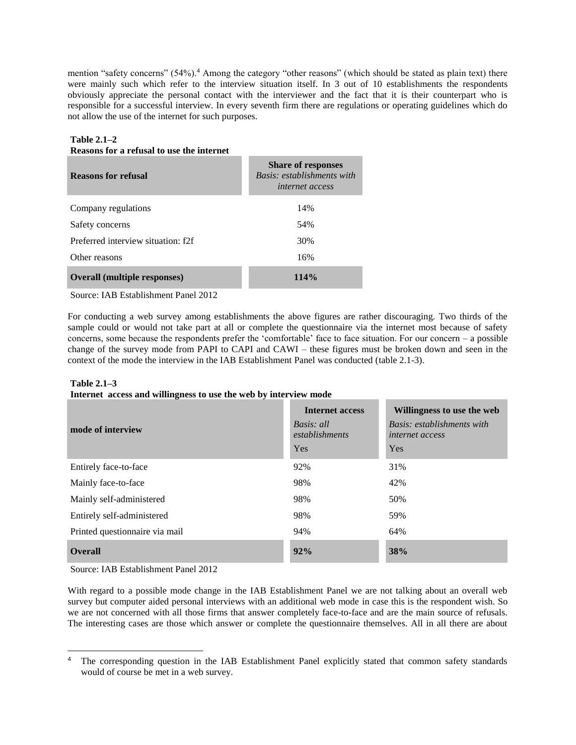mention “safety concerns” (54%).[4] Among the category “other reasons” (which should be stated as plain text) there were mainly such which refer to the interview situation itself. In 3 out of 10 establishments the respondents obviously appreciate the personal contact with the interviewer and the fact that it is their counterpart who is responsible for a successful interview. In every seventh firm there are regulations or operating guidelines which do not allow the use of the internet for such purposes.

**Table 2.1–2**
**Reasons for a refusal to use the internet**

| Reasons for refusal | Share of responses *Basis: establishments with internet access* |
|---|---|
| Company regulations | 14% |
| Safety concerns | 54% |
| Preferred interview situation: f2f | 30% |
| Other reasons | 16% |
| **Overall (multiple responses)** | **114%** |

Source: IAB Establishment Panel 2012

For conducting a web survey among establishments the above figures are rather discouraging. Two thirds of the sample could or would not take part at all or complete the questionnaire via the internet most because of safety concerns, some because the respondents prefer the ‘comfortable’ face to face situation. For our concern – a possible change of the survey mode from PAPI to CAPI and CAWI – these figures must be broken down and seen in the context of the mode the interview in the IAB Establishment Panel was conducted (table 2.1-3).

**Table 2.1–3**
**Internet access and willingness to use the web by interview mode**

| mode of interview | Internet access *Basis: all establishments* Yes | Willingness to use the web *Basis: establishments with internet access* Yes |
|---|---|---|
| Entirely face-to-face | 92% | 31% |
| Mainly face-to-face | 98% | 42% |
| Mainly self-administered | 98% | 50% |
| Entirely self-administered | 98% | 59% |
| Printed questionnaire via mail | 94% | 64% |
| **Overall** | **92%** | **38%** |

Source: IAB Establishment Panel 2012

With regard to a possible mode change in the IAB Establishment Panel we are not talking about an overall web survey but computer aided personal interviews with an additional web mode in case this is the respondent wish. So we are not concerned with all those firms that answer completely face-to-face and are the main source of refusals. The interesting cases are those which answer or complete the questionnaire themselves. All in all there are about

[4] The corresponding question in the IAB Establishment Panel explicitly stated that common safety standards would of course be met in a web survey.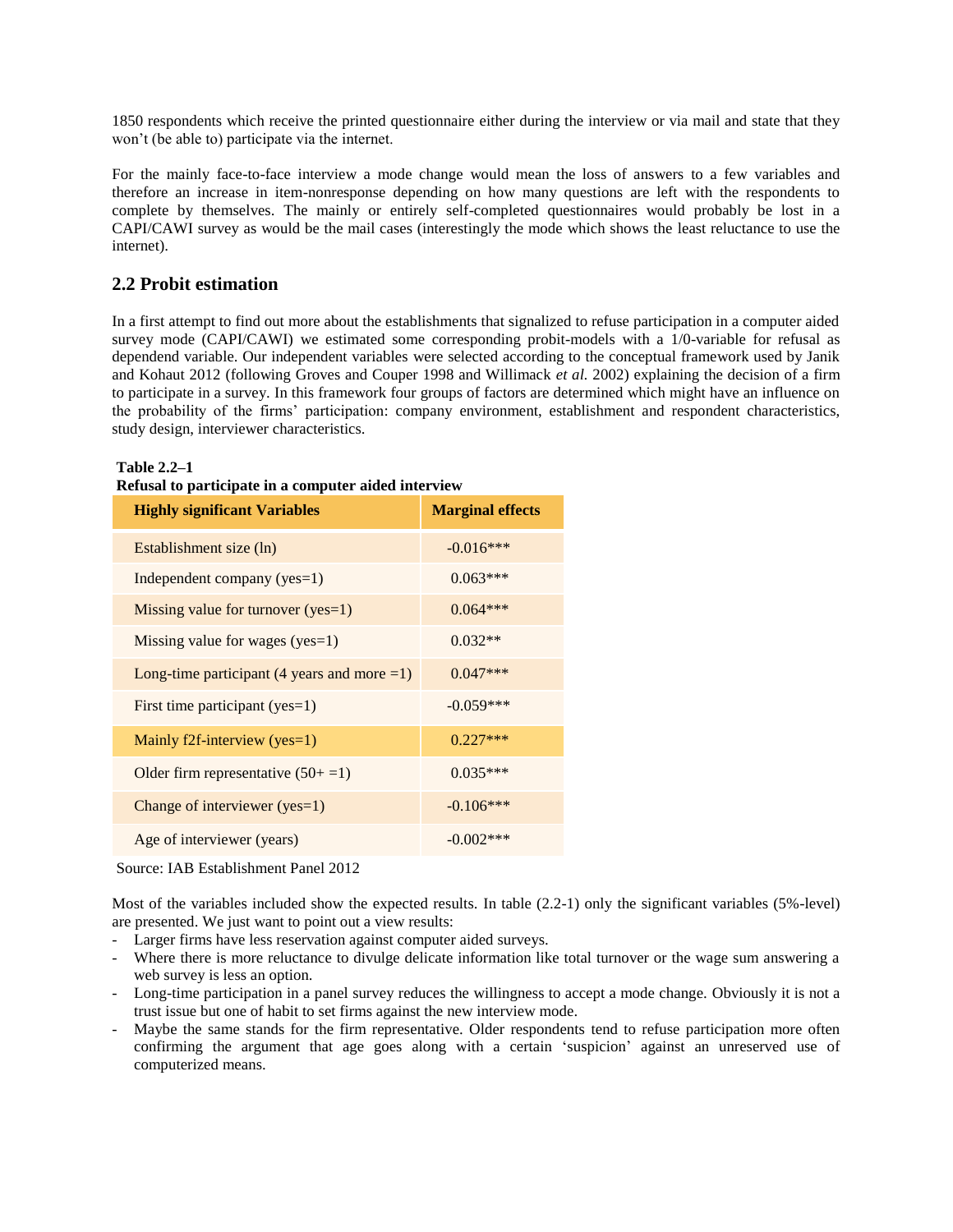1850 respondents which receive the printed questionnaire either during the interview or via mail and state that they won't (be able to) participate via the internet.

For the mainly face-to-face interview a mode change would mean the loss of answers to a few variables and therefore an increase in item-nonresponse depending on how many questions are left with the respondents to complete by themselves. The mainly or entirely self-completed questionnaires would probably be lost in a CAPI/CAWI survey as would be the mail cases (interestingly the mode which shows the least reluctance to use the internet).

## 2.2 Probit estimation

In a first attempt to find out more about the establishments that signalized to refuse participation in a computer aided survey mode (CAPI/CAWI) we estimated some corresponding probit-models with a 1/0-variable for refusal as dependend variable. Our independent variables were selected according to the conceptual framework used by Janik and Kohaut 2012 (following Groves and Couper 1998 and Willimack *et al.* 2002) explaining the decision of a firm to participate in a survey. In this framework four groups of factors are determined which might have an influence on the probability of the firms' participation: company environment, establishment and respondent characteristics, study design, interviewer characteristics.

**Table 2.2–1**
**Refusal to participate in a computer aided interview**

| Highly significant Variables | Marginal effects |
|---|---|
| Establishment size (ln) | -0.016*** |
| Independent company (yes=1) | 0.063*** |
| Missing value for turnover (yes=1) | 0.064*** |
| Missing value for wages (yes=1) | 0.032** |
| Long-time participant (4 years and more =1) | 0.047*** |
| First time participant (yes=1) | -0.059*** |
| Mainly f2f-interview (yes=1) | 0.227*** |
| Older firm representative (50+ =1) | 0.035*** |
| Change of interviewer (yes=1) | -0.106*** |
| Age of interviewer (years) | -0.002*** |

Source: IAB Establishment Panel 2012

Most of the variables included show the expected results. In table (2.2-1) only the significant variables (5%-level) are presented. We just want to point out a view results:

- Larger firms have less reservation against computer aided surveys.
- Where there is more reluctance to divulge delicate information like total turnover or the wage sum answering a web survey is less an option.
- Long-time participation in a panel survey reduces the willingness to accept a mode change. Obviously it is not a trust issue but one of habit to set firms against the new interview mode.
- Maybe the same stands for the firm representative. Older respondents tend to refuse participation more often confirming the argument that age goes along with a certain 'suspicion' against an unreserved use of computerized means.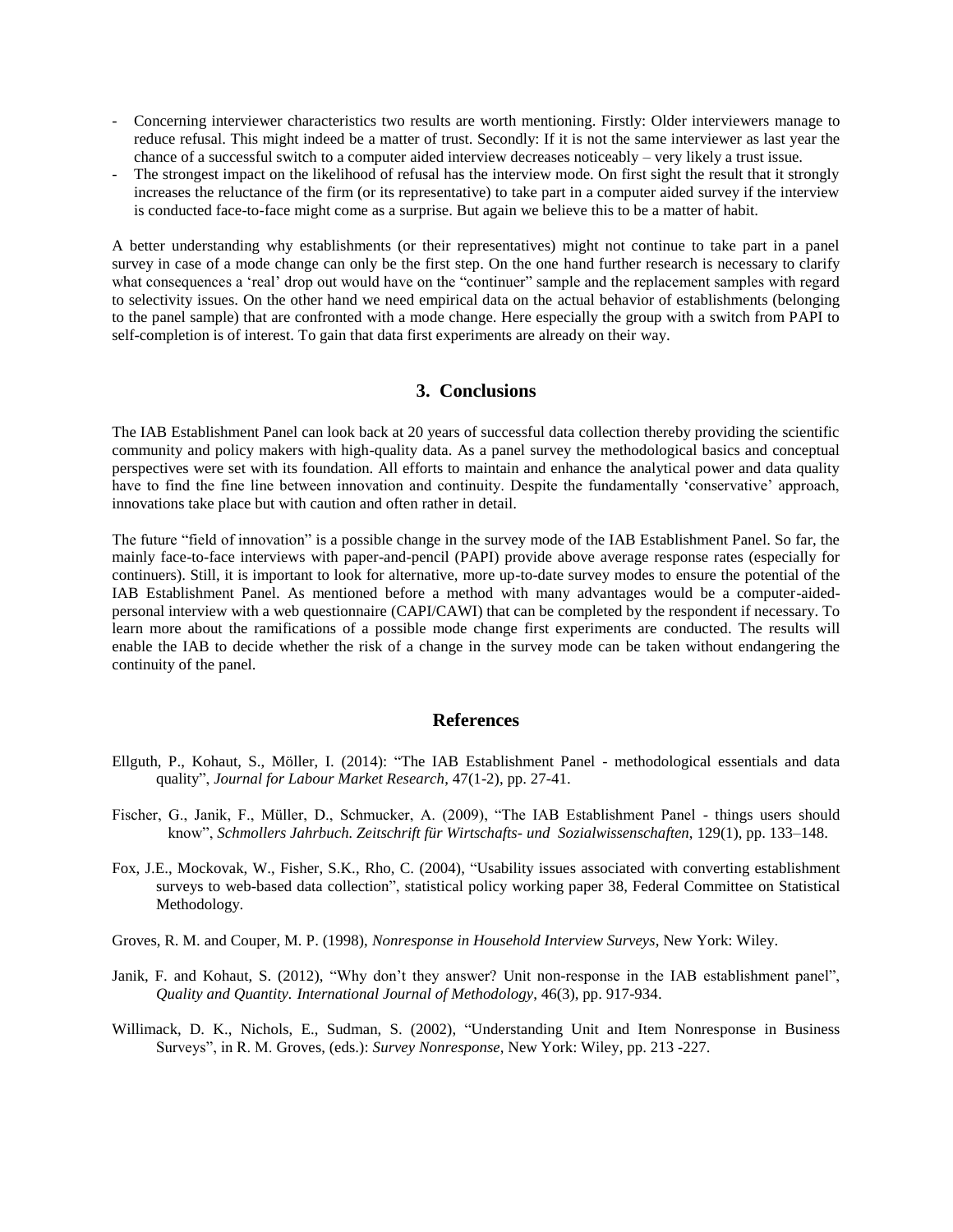- Concerning interviewer characteristics two results are worth mentioning. Firstly: Older interviewers manage to reduce refusal. This might indeed be a matter of trust. Secondly: If it is not the same interviewer as last year the chance of a successful switch to a computer aided interview decreases noticeably – very likely a trust issue.
- The strongest impact on the likelihood of refusal has the interview mode. On first sight the result that it strongly increases the reluctance of the firm (or its representative) to take part in a computer aided survey if the interview is conducted face-to-face might come as a surprise. But again we believe this to be a matter of habit.

A better understanding why establishments (or their representatives) might not continue to take part in a panel survey in case of a mode change can only be the first step. On the one hand further research is necessary to clarify what consequences a 'real' drop out would have on the "continuer" sample and the replacement samples with regard to selectivity issues. On the other hand we need empirical data on the actual behavior of establishments (belonging to the panel sample) that are confronted with a mode change. Here especially the group with a switch from PAPI to self-completion is of interest. To gain that data first experiments are already on their way.

## 3. Conclusions

The IAB Establishment Panel can look back at 20 years of successful data collection thereby providing the scientific community and policy makers with high-quality data. As a panel survey the methodological basics and conceptual perspectives were set with its foundation. All efforts to maintain and enhance the analytical power and data quality have to find the fine line between innovation and continuity. Despite the fundamentally 'conservative' approach, innovations take place but with caution and often rather in detail.

The future "field of innovation" is a possible change in the survey mode of the IAB Establishment Panel. So far, the mainly face-to-face interviews with paper-and-pencil (PAPI) provide above average response rates (especially for continuers). Still, it is important to look for alternative, more up-to-date survey modes to ensure the potential of the IAB Establishment Panel. As mentioned before a method with many advantages would be a computer-aided-personal interview with a web questionnaire (CAPI/CAWI) that can be completed by the respondent if necessary. To learn more about the ramifications of a possible mode change first experiments are conducted. The results will enable the IAB to decide whether the risk of a change in the survey mode can be taken without endangering the continuity of the panel.

## References

Ellguth, P., Kohaut, S., Möller, I. (2014): "The IAB Establishment Panel - methodological essentials and data quality", *Journal for Labour Market Research*, 47(1-2), pp. 27-41.

Fischer, G., Janik, F., Müller, D., Schmucker, A. (2009), "The IAB Establishment Panel - things users should know", *Schmollers Jahrbuch. Zeitschrift für Wirtschafts- und Sozialwissenschaften*, 129(1), pp. 133–148.

Fox, J.E., Mockovak, W., Fisher, S.K., Rho, C. (2004), "Usability issues associated with converting establishment surveys to web-based data collection", statistical policy working paper 38, Federal Committee on Statistical Methodology.

Groves, R. M. and Couper, M. P. (1998), *Nonresponse in Household Interview Surveys*, New York: Wiley.

Janik, F. and Kohaut, S. (2012), "Why don't they answer? Unit non-response in the IAB establishment panel", *Quality and Quantity. International Journal of Methodology*, 46(3), pp. 917-934.

Willimack, D. K., Nichols, E., Sudman, S. (2002), "Understanding Unit and Item Nonresponse in Business Surveys", in R. M. Groves, (eds.): *Survey Nonresponse*, New York: Wiley, pp. 213 -227.